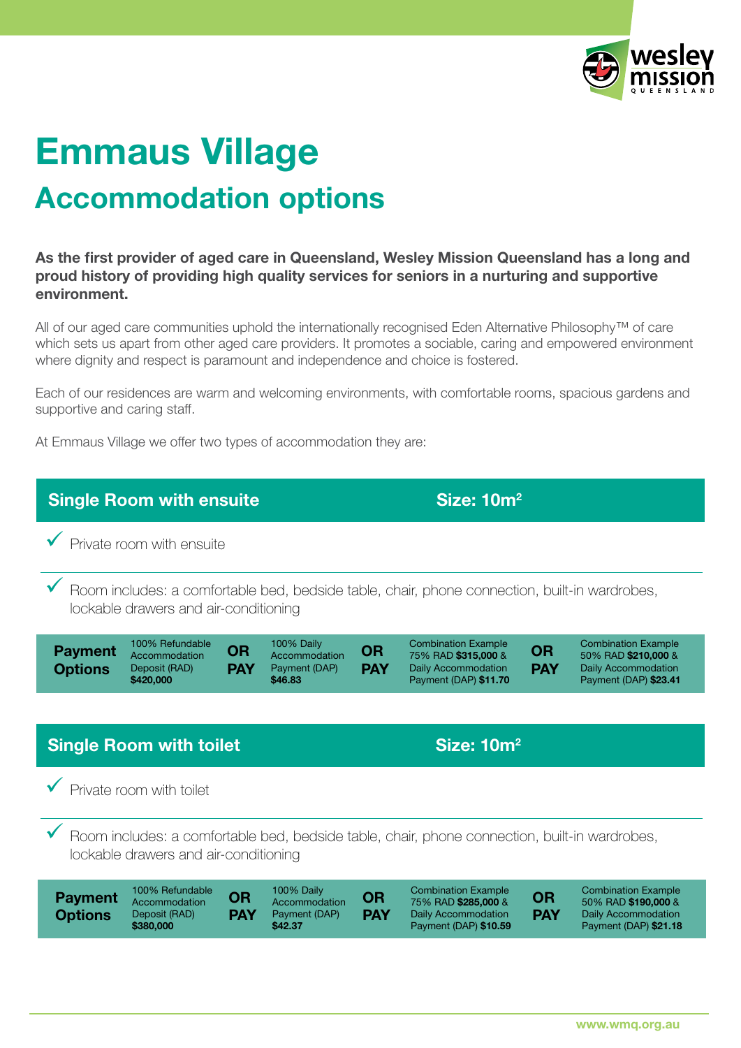# Emmaus Village

## Accommodation options

**As the first provider of aged care in Queensland, Wesley Mission Queensland has a long and proud history of providing high quality services for seniors in a nurturing and supportive environment.**

All of our aged care communities uphold the internationally recognised Eden Alternative Philosophy™ of care which sets us apart from other aged care providers. It promotes a sociable, caring and empowered environment where dignity and respect is paramount and independence and choice is fostered.

Each of our residences are warm and welcoming environments, with comfortable rooms, spacious gardens and supportive and caring staff.

At Emmaus Village we offer two types of accommodation they are:

### Single Room with ensuite — Size: $10m^2$

- ✓ Private room with ensuite
- ✓ Room includes: a comfortable bed, bedside table, chair, phone connection, built-in wardrobes, lockable drawers and air-conditioning

| | | | | | | | |
|---|---|---|---|---|---|---|---|
| **Payment Options** | 100% Refundable Accommodation Deposit (RAD) **$420,000** | **OR PAY** | 100% Daily Accommodation Payment (DAP) **$46.83** | **OR PAY** | Combination Example 75% RAD **$315,000** & Daily Accommodation Payment (DAP) **$11.70** | **OR PAY** | Combination Example 50% RAD **$210,000** & Daily Accommodation Payment (DAP) **$23.41** |

### Single Room with toilet — Size: $10m^2$

- ✓ Private room with toilet
- ✓ Room includes: a comfortable bed, bedside table, chair, phone connection, built-in wardrobes, lockable drawers and air-conditioning

| | | | | | | | |
|---|---|---|---|---|---|---|---|
| **Payment Options** | 100% Refundable Accommodation Deposit (RAD) **$380,000** | **OR PAY** | 100% Daily Accommodation Payment (DAP) **$42.37** | **OR PAY** | Combination Example 75% RAD **$285,000** & Daily Accommodation Payment (DAP) **$10.59** | **OR PAY** | Combination Example 50% RAD **$190,000** & Daily Accommodation Payment (DAP) **$21.18** |

www.wmq.org.au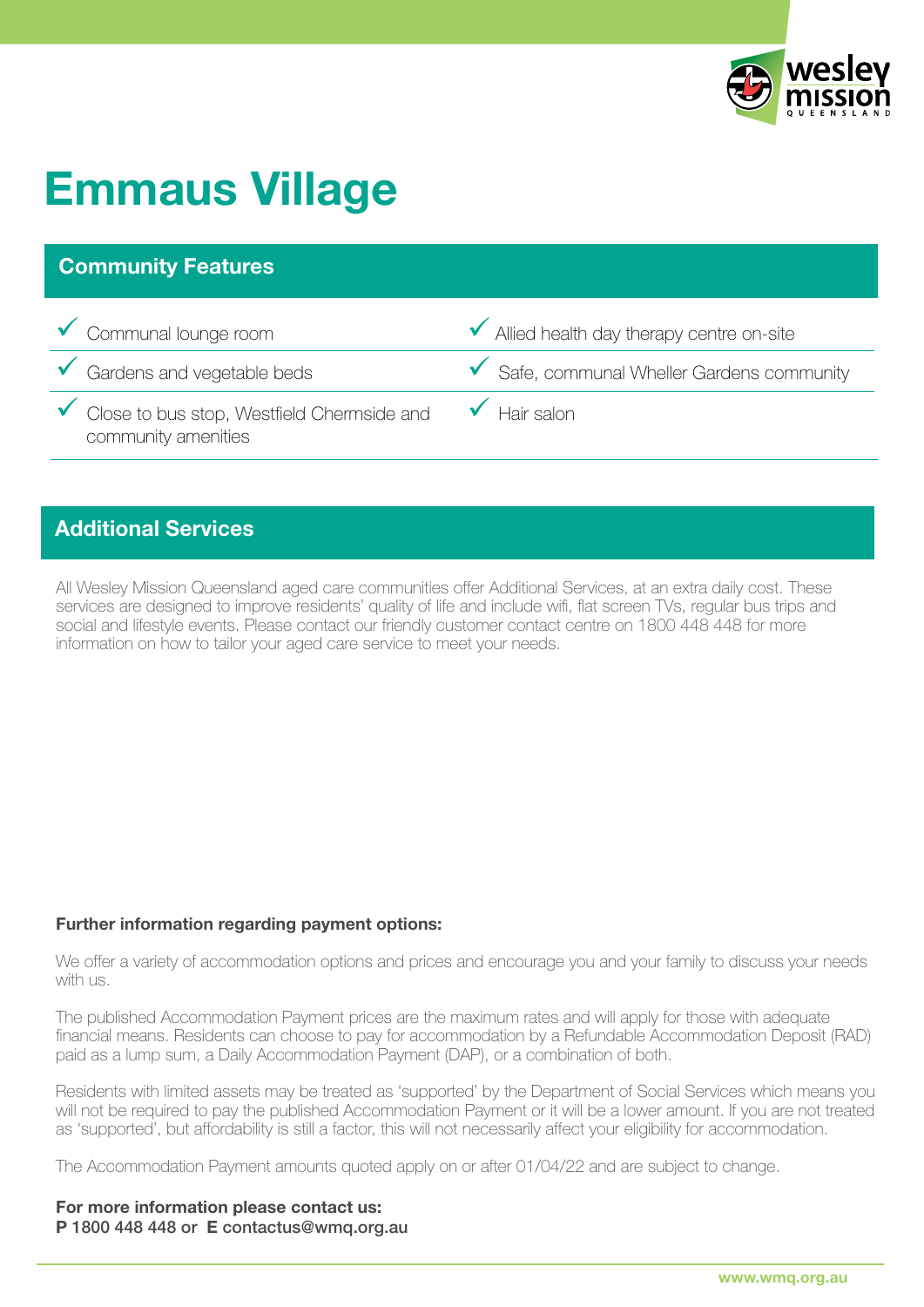# Emmaus Village

## Community Features

- ✓ Communal lounge room
- ✓ Allied health day therapy centre on-site
- ✓ Gardens and vegetable beds
- ✓ Safe, communal Wheller Gardens community
- ✓ Close to bus stop, Westfield Chermside and community amenities
- ✓ Hair salon

## Additional Services

All Wesley Mission Queensland aged care communities offer Additional Services, at an extra daily cost. These services are designed to improve residents' quality of life and include wifi, flat screen TVs, regular bus trips and social and lifestyle events. Please contact our friendly customer contact centre on 1800 448 448 for more information on how to tailor your aged care service to meet your needs.

**Further information regarding payment options:**

We offer a variety of accommodation options and prices and encourage you and your family to discuss your needs with us.

The published Accommodation Payment prices are the maximum rates and will apply for those with adequate financial means. Residents can choose to pay for accommodation by a Refundable Accommodation Deposit (RAD) paid as a lump sum, a Daily Accommodation Payment (DAP), or a combination of both.

Residents with limited assets may be treated as 'supported' by the Department of Social Services which means you will not be required to pay the published Accommodation Payment or it will be a lower amount. If you are not treated as 'supported', but affordability is still a factor, this will not necessarily affect your eligibility for accommodation.

The Accommodation Payment amounts quoted apply on or after 01/04/22 and are subject to change.

**For more information please contact us:**
**P 1800 448 448 or E contactus@wmq.org.au**

www.wmq.org.au